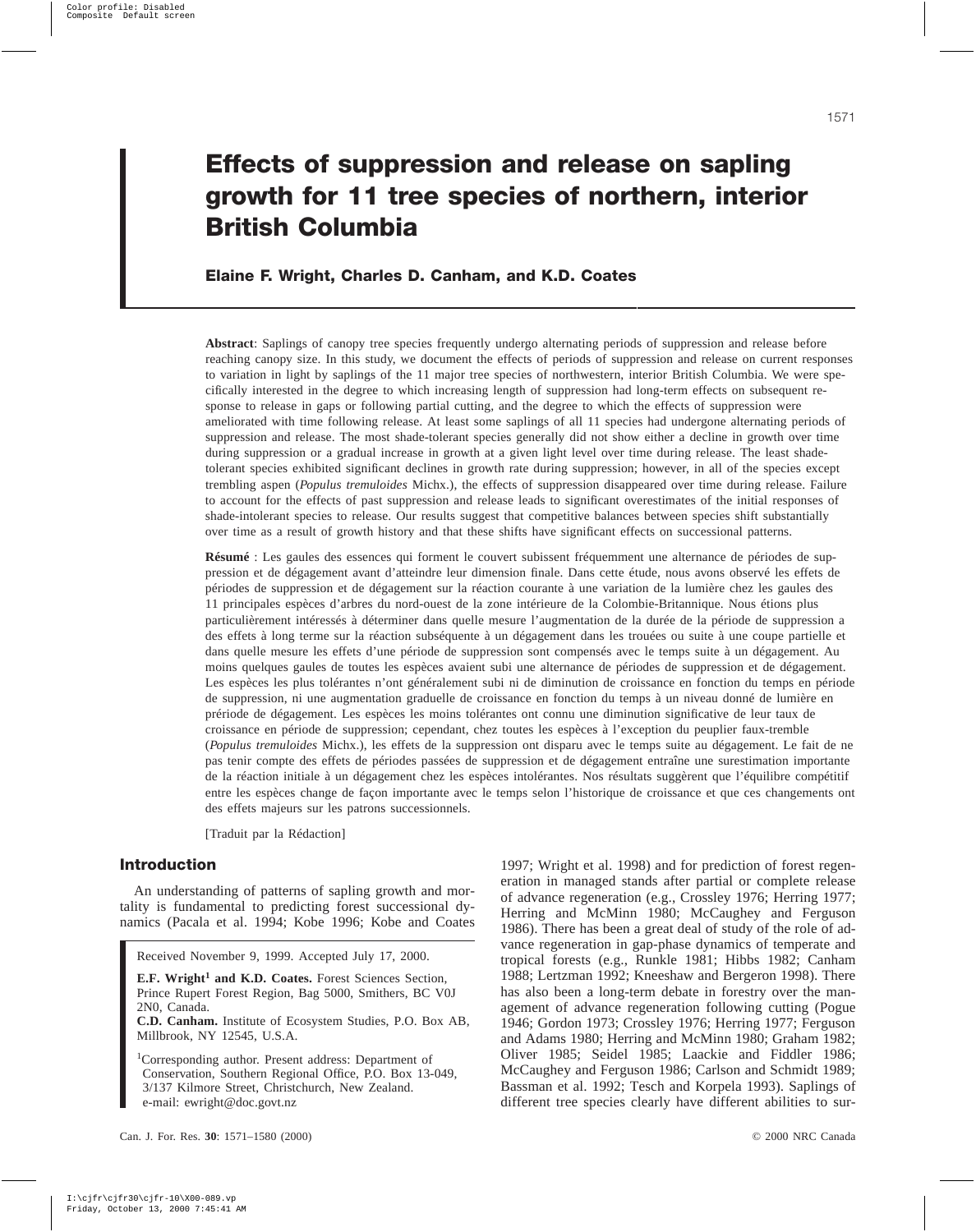# Effects of suppression and release on sapling growth for 11 tree species of northern, interior British Columbia

**Elaine F. Wright, Charles D. Canham, and K.D. Coates**

**Abstract**: Saplings of canopy tree species frequently undergo alternating periods of suppression and release before reaching canopy size. In this study, we document the effects of periods of suppression and release on current responses to variation in light by saplings of the 11 major tree species of northwestern, interior British Columbia. We were specifically interested in the degree to which increasing length of suppression had long-term effects on subsequent response to release in gaps or following partial cutting, and the degree to which the effects of suppression were ameliorated with time following release. At least some saplings of all 11 species had undergone alternating periods of suppression and release. The most shade-tolerant species generally did not show either a decline in growth over time during suppression or a gradual increase in growth at a given light level over time during release. The least shade-tolerant species exhibited significant declines in growth rate during suppression; however, in all of the species except trembling aspen (*Populus tremuloides* Michx.), the effects of suppression disappeared over time during release. Failure to account for the effects of past suppression and release leads to significant overestimates of the initial responses of shade-intolerant species to release. Our results suggest that competitive balances between species shift substantially over time as a result of growth history and that these shifts have significant effects on successional patterns.

**Résumé** : Les gaules des essences qui forment le couvert subissent fréquemment une alternance de périodes de suppression et de dégagement avant d'atteindre leur dimension finale. Dans cette étude, nous avons observé les effets de périodes de suppression et de dégagement sur la réaction courante à une variation de la lumière chez les gaules des 11 principales espèces d'arbres du nord-ouest de la zone intérieure de la Colombie-Britannique. Nous étions plus particulièrement intéressés à déterminer dans quelle mesure l'augmentation de la durée de la période de suppression a des effets à long terme sur la réaction subséquente à un dégagement dans les trouées ou suite à une coupe partielle et dans quelle mesure les effets d'une période de suppression sont compensés avec le temps suite à un dégagement. Au moins quelques gaules de toutes les espèces avaient subi une alternance de périodes de suppression et de dégagement. Les espèces les plus tolérantes n'ont généralement subi ni de diminution de croissance en fonction du temps en période de suppression, ni une augmentation graduelle de croissance en fonction du temps à un niveau donné de lumière en prériode de dégagement. Les espèces les moins tolérantes ont connu une diminution significative de leur taux de croissance en période de suppression; cependant, chez toutes les espèces à l'exception du peuplier faux-tremble (*Populus tremuloides* Michx.), les effets de la suppression ont disparu avec le temps suite au dégagement. Le fait de ne pas tenir compte des effets de périodes passées de suppression et de dégagement entraîne une surestimation importante de la réaction initiale à un dégagement chez les espèces intolérantes. Nos résultats suggèrent que l'équilibre compétitif entre les espèces change de façon importante avec le temps selon l'historique de croissance et que ces changements ont des effets majeurs sur les patrons successionnels.

[Traduit par la Rédaction]

## Introduction

An understanding of patterns of sapling growth and mortality is fundamental to predicting forest successional dynamics (Pacala et al. 1994; Kobe 1996; Kobe and Coates 1997; Wright et al. 1998) and for prediction of forest regeneration in managed stands after partial or complete release of advance regeneration (e.g., Crossley 1976; Herring 1977; Herring and McMinn 1980; McCaughey and Ferguson 1986). There has been a great deal of study of the role of advance regeneration in gap-phase dynamics of temperate and tropical forests (e.g., Runkle 1981; Hibbs 1982; Canham 1988; Lertzman 1992; Kneeshaw and Bergeron 1998). There has also been a long-term debate in forestry over the management of advance regeneration following cutting (Pogue 1946; Gordon 1973; Crossley 1976; Herring 1977; Ferguson and Adams 1980; Herring and McMinn 1980; Graham 1982; Oliver 1985; Seidel 1985; Laackie and Fiddler 1986; McCaughey and Ferguson 1986; Carlson and Schmidt 1989; Bassman et al. 1992; Tesch and Korpela 1993). Saplings of different tree species clearly have different abilities to sur-

Received November 9, 1999. Accepted July 17, 2000.

**E.F. Wright[1] and K.D. Coates.** Forest Sciences Section, Prince Rupert Forest Region, Bag 5000, Smithers, BC V0J 2N0, Canada.
**C.D. Canham.** Institute of Ecosystem Studies, P.O. Box AB, Millbrook, NY 12545, U.S.A.

[1]Corresponding author. Present address: Department of Conservation, Southern Regional Office, P.O. Box 13-049, 3/137 Kilmore Street, Christchurch, New Zealand. e-mail: ewright@doc.govt.nz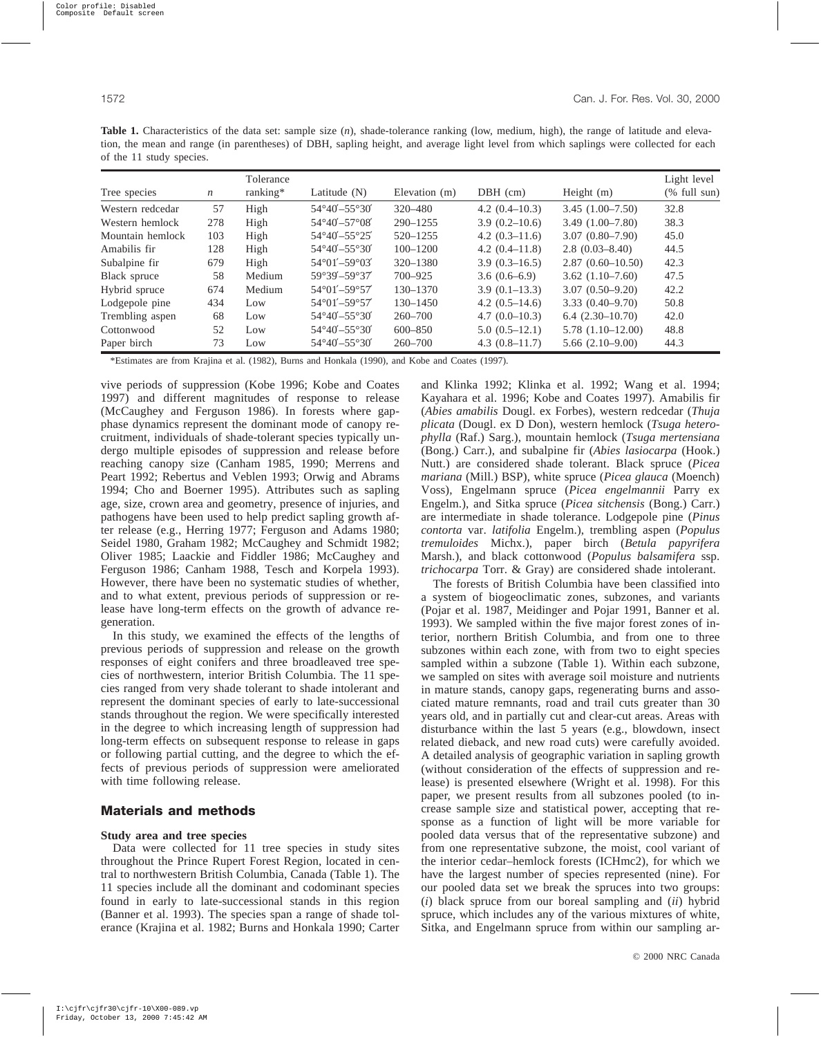**Table 1.** Characteristics of the data set: sample size (*n*), shade-tolerance ranking (low, medium, high), the range of latitude and elevation, the mean and range (in parentheses) of DBH, sapling height, and average light level from which saplings were collected for each of the 11 study species.

| Tree species | *n* | Tolerance ranking* | Latitude (N) | Elevation (m) | DBH (cm) | Height (m) | Light level (% full sun) |
|---|---|---|---|---|---|---|---|
| Western redcedar | 57 | High | 54°40′–55°30′ | 320–480 | 4.2 (0.4–10.3) | 3.45 (1.00–7.50) | 32.8 |
| Western hemlock | 278 | High | 54°40′–57°08′ | 290–1255 | 3.9 (0.2–10.6) | 3.49 (1.00–7.80) | 38.3 |
| Mountain hemlock | 103 | High | 54°40′–55°25′ | 520–1255 | 4.2 (0.3–11.6) | 3.07 (0.80–7.90) | 45.0 |
| Amabilis fir | 128 | High | 54°40′–55°30′ | 100–1200 | 4.2 (0.4–11.8) | 2.8 (0.03–8.40) | 44.5 |
| Subalpine fir | 679 | High | 54°01′–59°03′ | 320–1380 | 3.9 (0.3–16.5) | 2.87 (0.60–10.50) | 42.3 |
| Black spruce | 58 | Medium | 59°39′–59°37′ | 700–925 | 3.6 (0.6–6.9) | 3.62 (1.10–7.60) | 47.5 |
| Hybrid spruce | 674 | Medium | 54°01′–59°57′ | 130–1370 | 3.9 (0.1–13.3) | 3.07 (0.50–9.20) | 42.2 |
| Lodgepole pine | 434 | Low | 54°01′–59°57′ | 130–1450 | 4.2 (0.5–14.6) | 3.33 (0.40–9.70) | 50.8 |
| Trembling aspen | 68 | Low | 54°40′–55°30′ | 260–700 | 4.7 (0.0–10.3) | 6.4 (2.30–10.70) | 42.0 |
| Cottonwood | 52 | Low | 54°40′–55°30′ | 600–850 | 5.0 (0.5–12.1) | 5.78 (1.10–12.00) | 48.8 |
| Paper birch | 73 | Low | 54°40′–55°30′ | 260–700 | 4.3 (0.8–11.7) | 5.66 (2.10–9.00) | 44.3 |

*Estimates are from Krajina et al. (1982), Burns and Honkala (1990), and Kobe and Coates (1997).

vive periods of suppression (Kobe 1996; Kobe and Coates 1997) and different magnitudes of response to release (McCaughey and Ferguson 1986). In forests where gap-phase dynamics represent the dominant mode of canopy recruitment, individuals of shade-tolerant species typically undergo multiple episodes of suppression and release before reaching canopy size (Canham 1985, 1990; Merrens and Peart 1992; Rebertus and Veblen 1993; Orwig and Abrams 1994; Cho and Boerner 1995). Attributes such as sapling age, size, crown area and geometry, presence of injuries, and pathogens have been used to help predict sapling growth after release (e.g., Herring 1977; Ferguson and Adams 1980; Seidel 1980, Graham 1982; McCaughey and Schmidt 1982; Oliver 1985; Laackie and Fiddler 1986; McCaughey and Ferguson 1986; Canham 1988, Tesch and Korpela 1993). However, there have been no systematic studies of whether, and to what extent, previous periods of suppression or release have long-term effects on the growth of advance regeneration.

In this study, we examined the effects of the lengths of previous periods of suppression and release on the growth responses of eight conifers and three broadleaved tree species of northwestern, interior British Columbia. The 11 species ranged from very shade tolerant to shade intolerant and represent the dominant species of early to late-successional stands throughout the region. We were specifically interested in the degree to which increasing length of suppression had long-term effects on subsequent response to release in gaps or following partial cutting, and the degree to which the effects of previous periods of suppression were ameliorated with time following release.

## Materials and methods

### Study area and tree species

Data were collected for 11 tree species in study sites throughout the Prince Rupert Forest Region, located in central to northwestern British Columbia, Canada (Table 1). The 11 species include all the dominant and codominant species found in early to late-successional stands in this region (Banner et al. 1993). The species span a range of shade tolerance (Krajina et al. 1982; Burns and Honkala 1990; Carter and Klinka 1992; Klinka et al. 1992; Wang et al. 1994; Kayahara et al. 1996; Kobe and Coates 1997). Amabilis fir (*Abies amabilis* Dougl. ex Forbes), western redcedar (*Thuja plicata* (Dougl. ex D Don), western hemlock (*Tsuga heterophylla* (Raf.) Sarg.), mountain hemlock (*Tsuga mertensiana* (Bong.) Carr.), and subalpine fir (*Abies lasiocarpa* (Hook.) Nutt.) are considered shade tolerant. Black spruce (*Picea mariana* (Mill.) BSP), white spruce (*Picea glauca* (Moench) Voss), Engelmann spruce (*Picea engelmannii* Parry ex Engelm.), and Sitka spruce (*Picea sitchensis* (Bong.) Carr.) are intermediate in shade tolerance. Lodgepole pine (*Pinus contorta* var. *latifolia* Engelm.), trembling aspen (*Populus tremuloides* Michx.), paper birch (*Betula papyrifera* Marsh.), and black cottonwood (*Populus balsamifera* ssp. *trichocarpa* Torr. & Gray) are considered shade intolerant.

The forests of British Columbia have been classified into a system of biogeoclimatic zones, subzones, and variants (Pojar et al. 1987, Meidinger and Pojar 1991, Banner et al. 1993). We sampled within the five major forest zones of interior, northern British Columbia, and from one to three subzones within each zone, with from two to eight species sampled within a subzone (Table 1). Within each subzone, we sampled on sites with average soil moisture and nutrients in mature stands, canopy gaps, regenerating burns and associated mature remnants, road and trail cuts greater than 30 years old, and in partially cut and clear-cut areas. Areas with disturbance within the last 5 years (e.g., blowdown, insect related dieback, and new road cuts) were carefully avoided. A detailed analysis of geographic variation in sapling growth (without consideration of the effects of suppression and release) is presented elsewhere (Wright et al. 1998). For this paper, we present results from all subzones pooled (to increase sample size and statistical power, accepting that response as a function of light will be more variable for pooled data versus that of the representative subzone) and from one representative subzone, the moist, cool variant of the interior cedar–hemlock forests (ICHmc2), for which we have the largest number of species represented (nine). For our pooled data set we break the spruces into two groups: (*i*) black spruce from our boreal sampling and (*ii*) hybrid spruce, which includes any of the various mixtures of white, Sitka, and Engelmann spruce from within our sampling ar-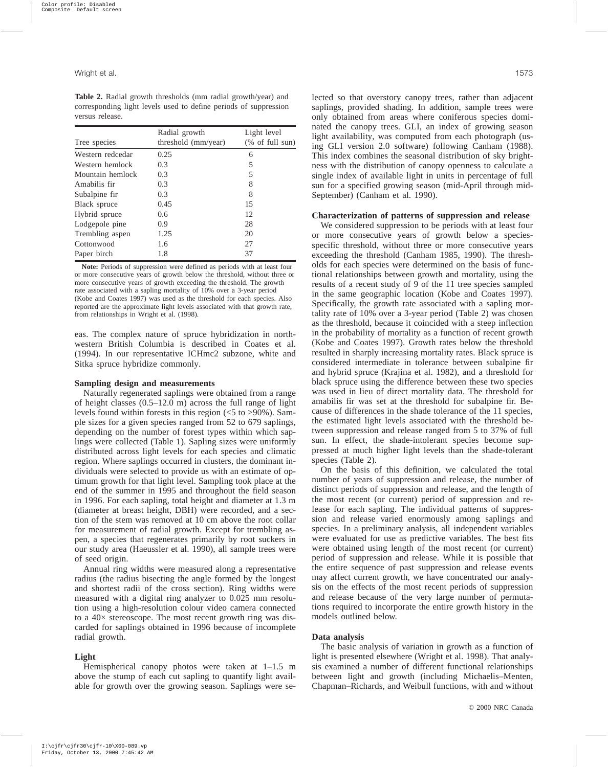**Table 2.** Radial growth thresholds (mm radial growth/year) and corresponding light levels used to define periods of suppression versus release.

| Tree species | Radial growth threshold (mm/year) | Light level (% of full sun) |
|---|---|---|
| Western redcedar | 0.25 | 6 |
| Western hemlock | 0.3 | 5 |
| Mountain hemlock | 0.3 | 5 |
| Amabilis fir | 0.3 | 8 |
| Subalpine fir | 0.3 | 8 |
| Black spruce | 0.45 | 15 |
| Hybrid spruce | 0.6 | 12 |
| Lodgepole pine | 0.9 | 28 |
| Trembling aspen | 1.25 | 20 |
| Cottonwood | 1.6 | 27 |
| Paper birch | 1.8 | 37 |

**Note:** Periods of suppression were defined as periods with at least four or more consecutive years of growth below the threshold, without three or more consecutive years of growth exceeding the threshold. The growth rate associated with a sapling mortality of 10% over a 3-year period (Kobe and Coates 1997) was used as the threshold for each species. Also reported are the approximate light levels associated with that growth rate, from relationships in Wright et al. (1998).

eas. The complex nature of spruce hybridization in northwestern British Columbia is described in Coates et al. (1994). In our representative ICHmc2 subzone, white and Sitka spruce hybridize commonly.

### Sampling design and measurements

Naturally regenerated saplings were obtained from a range of height classes (0.5–12.0 m) across the full range of light levels found within forests in this region (<5 to >90%). Sample sizes for a given species ranged from 52 to 679 saplings, depending on the number of forest types within which saplings were collected (Table 1). Sapling sizes were uniformly distributed across light levels for each species and climatic region. Where saplings occurred in clusters, the dominant individuals were selected to provide us with an estimate of optimum growth for that light level. Sampling took place at the end of the summer in 1995 and throughout the field season in 1996. For each sapling, total height and diameter at 1.3 m (diameter at breast height, DBH) were recorded, and a section of the stem was removed at 10 cm above the root collar for measurement of radial growth. Except for trembling aspen, a species that regenerates primarily by root suckers in our study area (Haeussler et al. 1990), all sample trees were of seed origin.

Annual ring widths were measured along a representative radius (the radius bisecting the angle formed by the longest and shortest radii of the cross section). Ring widths were measured with a digital ring analyzer to 0.025 mm resolution using a high-resolution colour video camera connected to a 40× stereoscope. The most recent growth ring was discarded for saplings obtained in 1996 because of incomplete radial growth.

### Light

Hemispherical canopy photos were taken at 1–1.5 m above the stump of each cut sapling to quantify light available for growth over the growing season. Saplings were selected so that overstory canopy trees, rather than adjacent saplings, provided shading. In addition, sample trees were only obtained from areas where coniferous species dominated the canopy trees. GLI, an index of growing season light availability, was computed from each photograph (using GLI version 2.0 software) following Canham (1988). This index combines the seasonal distribution of sky brightness with the distribution of canopy openness to calculate a single index of available light in units in percentage of full sun for a specified growing season (mid-April through mid-September) (Canham et al. 1990).

### Characterization of patterns of suppression and release

We considered suppression to be periods with at least four or more consecutive years of growth below a species-specific threshold, without three or more consecutive years exceeding the threshold (Canham 1985, 1990). The thresholds for each species were determined on the basis of functional relationships between growth and mortality, using the results of a recent study of 9 of the 11 tree species sampled in the same geographic location (Kobe and Coates 1997). Specifically, the growth rate associated with a sapling mortality rate of 10% over a 3-year period (Table 2) was chosen as the threshold, because it coincided with a steep inflection in the probability of mortality as a function of recent growth (Kobe and Coates 1997). Growth rates below the threshold resulted in sharply increasing mortality rates. Black spruce is considered intermediate in tolerance between subalpine fir and hybrid spruce (Krajina et al. 1982), and a threshold for black spruce using the difference between these two species was used in lieu of direct mortality data. The threshold for amabilis fir was set at the threshold for subalpine fir. Because of differences in the shade tolerance of the 11 species, the estimated light levels associated with the threshold between suppression and release ranged from 5 to 37% of full sun. In effect, the shade-intolerant species become suppressed at much higher light levels than the shade-tolerant species (Table 2).

On the basis of this definition, we calculated the total number of years of suppression and release, the number of distinct periods of suppression and release, and the length of the most recent (or current) period of suppression and release for each sapling. The individual patterns of suppression and release varied enormously among saplings and species. In a preliminary analysis, all independent variables were evaluated for use as predictive variables. The best fits were obtained using length of the most recent (or current) period of suppression and release. While it is possible that the entire sequence of past suppression and release events may affect current growth, we have concentrated our analysis on the effects of the most recent periods of suppression and release because of the very large number of permutations required to incorporate the entire growth history in the models outlined below.

### Data analysis

The basic analysis of variation in growth as a function of light is presented elsewhere (Wright et al. 1998). That analysis examined a number of different functional relationships between light and growth (including Michaelis–Menten, Chapman–Richards, and Weibull functions, with and without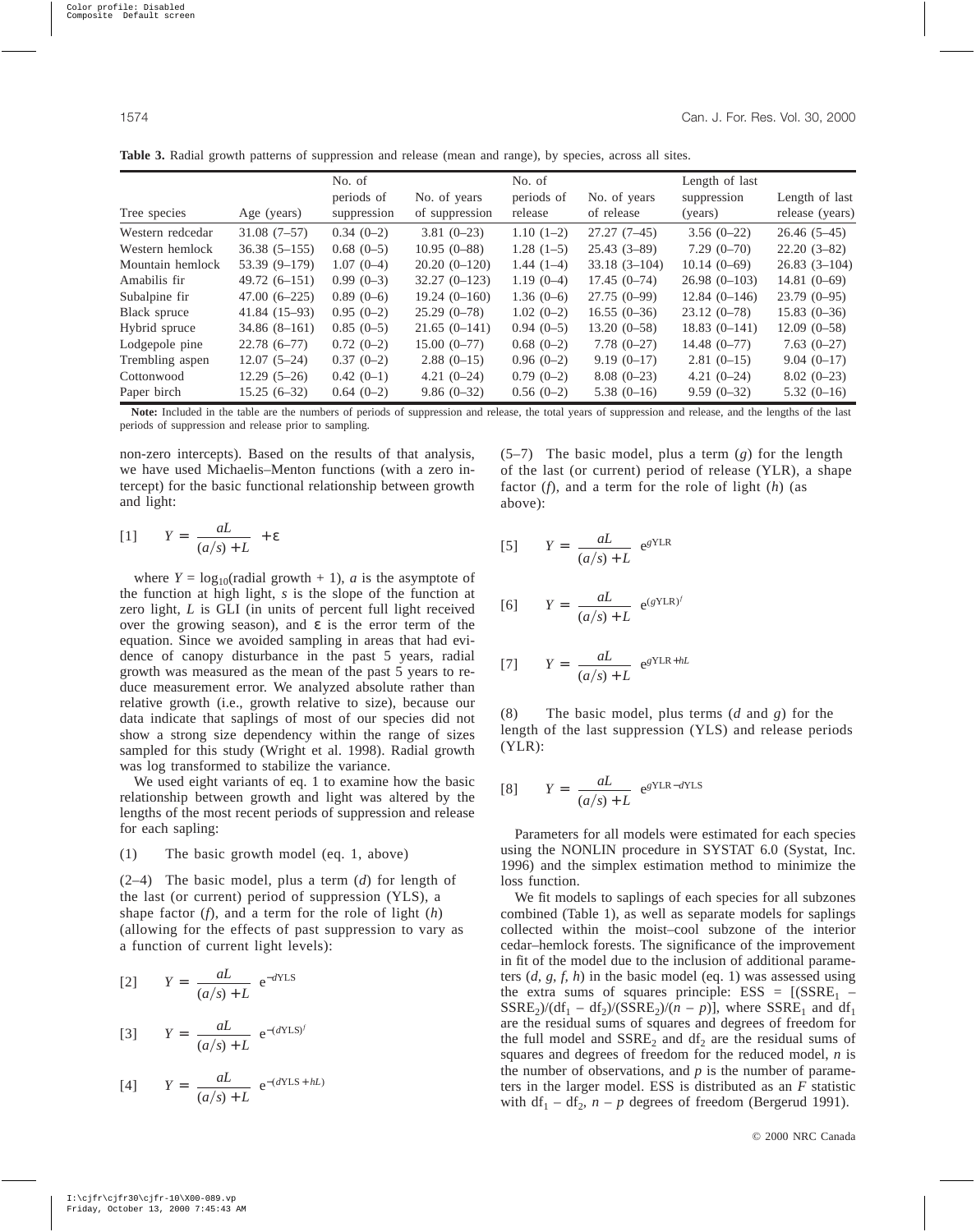**Table 3.** Radial growth patterns of suppression and release (mean and range), by species, across all sites.

| Tree species | Age (years) | No. of periods of suppression | No. of years of suppression | No. of periods of release | No. of years of release | Length of last suppression (years) | Length of last release (years) |
|---|---|---|---|---|---|---|---|
| Western redcedar | 31.08 (7–57) | 0.34 (0–2) | 3.81 (0–23) | 1.10 (1–2) | 27.27 (7–45) | 3.56 (0–22) | 26.46 (5–45) |
| Western hemlock | 36.38 (5–155) | 0.68 (0–5) | 10.95 (0–88) | 1.28 (1–5) | 25.43 (3–89) | 7.29 (0–70) | 22.20 (3–82) |
| Mountain hemlock | 53.39 (9–179) | 1.07 (0–4) | 20.20 (0–120) | 1.44 (1–4) | 33.18 (3–104) | 10.14 (0–69) | 26.83 (3–104) |
| Amabilis fir | 49.72 (6–151) | 0.99 (0–3) | 32.27 (0–123) | 1.19 (0–4) | 17.45 (0–74) | 26.98 (0–103) | 14.81 (0–69) |
| Subalpine fir | 47.00 (6–225) | 0.89 (0–6) | 19.24 (0–160) | 1.36 (0–6) | 27.75 (0–99) | 12.84 (0–146) | 23.79 (0–95) |
| Black spruce | 41.84 (15–93) | 0.95 (0–2) | 25.29 (0–78) | 1.02 (0–2) | 16.55 (0–36) | 23.12 (0–78) | 15.83 (0–36) |
| Hybrid spruce | 34.86 (8–161) | 0.85 (0–5) | 21.65 (0–141) | 0.94 (0–5) | 13.20 (0–58) | 18.83 (0–141) | 12.09 (0–58) |
| Lodgepole pine | 22.78 (6–77) | 0.72 (0–2) | 15.00 (0–77) | 0.68 (0–2) | 7.78 (0–27) | 14.48 (0–77) | 7.63 (0–27) |
| Trembling aspen | 12.07 (5–24) | 0.37 (0–2) | 2.88 (0–15) | 0.96 (0–2) | 9.19 (0–17) | 2.81 (0–15) | 9.04 (0–17) |
| Cottonwood | 12.29 (5–26) | 0.42 (0–1) | 4.21 (0–24) | 0.79 (0–2) | 8.08 (0–23) | 4.21 (0–24) | 8.02 (0–23) |
| Paper birch | 15.25 (6–32) | 0.64 (0–2) | 9.86 (0–32) | 0.56 (0–2) | 5.38 (0–16) | 9.59 (0–32) | 5.32 (0–16) |

**Note:** Included in the table are the numbers of periods of suppression and release, the total years of suppression and release, and the lengths of the last periods of suppression and release prior to sampling.

non-zero intercepts). Based on the results of that analysis, we have used Michaelis–Menton functions (with a zero intercept) for the basic functional relationship between growth and light:

$$[1] \qquad Y = \frac{aL}{(a/s) + L} + \varepsilon$$

where $Y = \log_{10}$(radial growth + 1), $a$ is the asymptote of the function at high light, $s$ is the slope of the function at zero light, $L$ is GLI (in units of percent full light received over the growing season), and $\varepsilon$ is the error term of the equation. Since we avoided sampling in areas that had evidence of canopy disturbance in the past 5 years, radial growth was measured as the mean of the past 5 years to reduce measurement error. We analyzed absolute rather than relative growth (i.e., growth relative to size), because our data indicate that saplings of most of our species did not show a strong size dependency within the range of sizes sampled for this study (Wright et al. 1998). Radial growth was log transformed to stabilize the variance.

We used eight variants of eq. 1 to examine how the basic relationship between growth and light was altered by the lengths of the most recent periods of suppression and release for each sapling:

(1) The basic growth model (eq. 1, above)

(2–4) The basic model, plus a term ($d$) for length of the last (or current) period of suppression (YLS), a shape factor ($f$), and a term for the role of light ($h$) (allowing for the effects of past suppression to vary as a function of current light levels):

$$[2] \qquad Y = \frac{aL}{(a/s) + L}\ e^{-d\text{YLS}}$$

$$[3] \qquad Y = \frac{aL}{(a/s) + L}\ e^{-(d\text{YLS})^f}$$

$$[4] \qquad Y = \frac{aL}{(a/s) + L}\ e^{-(d\text{YLS} + hL)}$$

(5–7) The basic model, plus a term ($g$) for the length of the last (or current) period of release (YLR), a shape factor ($f$), and a term for the role of light ($h$) (as above):

$$[5] \qquad Y = \frac{aL}{(a/s) + L}\ e^{g\text{YLR}}$$

$$[6] \qquad Y = \frac{aL}{(a/s) + L}\ e^{(g\text{YLR})^f}$$

$$[7] \qquad Y = \frac{aL}{(a/s) + L}\ e^{g\text{YLR} + hL}$$

(8) The basic model, plus terms ($d$ and $g$) for the length of the last suppression (YLS) and release periods (YLR):

$$[8] \qquad Y = \frac{aL}{(a/s) + L}\ e^{g\text{YLR} - d\text{YLS}}$$

Parameters for all models were estimated for each species using the NONLIN procedure in SYSTAT 6.0 (Systat, Inc. 1996) and the simplex estimation method to minimize the loss function.

We fit models to saplings of each species for all subzones combined (Table 1), as well as separate models for saplings collected within the moist–cool subzone of the interior cedar–hemlock forests. The significance of the improvement in fit of the model due to the inclusion of additional parameters ($d$, $g$, $f$, $h$) in the basic model (eq. 1) was assessed using the extra sums of squares principle: ESS = $[(\text{SSRE}_1 - \text{SSRE}_2)/(\text{df}_1 - \text{df}_2)/(\text{SSRE}_2)/(n - p)]$, where $\text{SSRE}_1$ and $\text{df}_1$ are the residual sums of squares and degrees of freedom for the full model and $\text{SSRE}_2$ and $\text{df}_2$ are the residual sums of squares and degrees of freedom for the reduced model, $n$ is the number of observations, and $p$ is the number of parameters in the larger model. ESS is distributed as an $F$ statistic with $\text{df}_1 - \text{df}_2$, $n - p$ degrees of freedom (Bergerud 1991).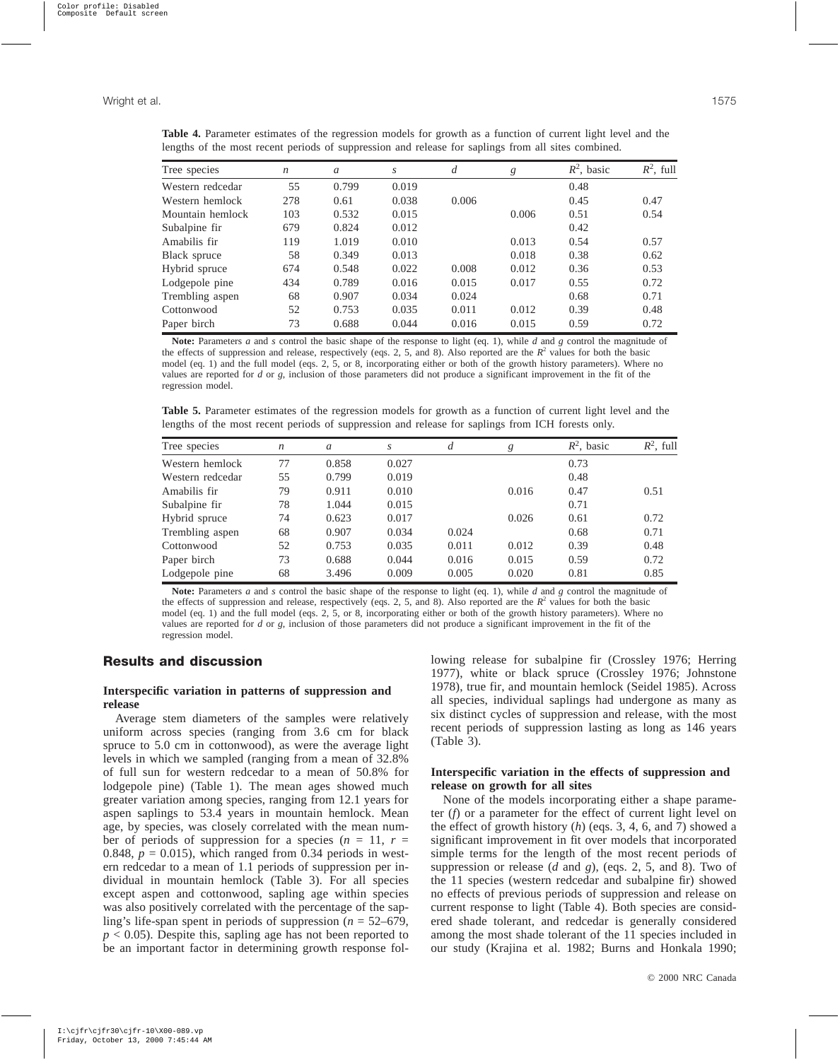**Table 4.** Parameter estimates of the regression models for growth as a function of current light level and the lengths of the most recent periods of suppression and release for saplings from all sites combined.

| Tree species | $n$ | $a$ | $s$ | $d$ | $g$ | $R^2$, basic | $R^2$, full |
|---|---|---|---|---|---|---|---|
| Western redcedar | 55 | 0.799 | 0.019 | | | 0.48 | |
| Western hemlock | 278 | 0.61 | 0.038 | 0.006 | | 0.45 | 0.47 |
| Mountain hemlock | 103 | 0.532 | 0.015 | | 0.006 | 0.51 | 0.54 |
| Subalpine fir | 679 | 0.824 | 0.012 | | | 0.42 | |
| Amabilis fir | 119 | 1.019 | 0.010 | | 0.013 | 0.54 | 0.57 |
| Black spruce | 58 | 0.349 | 0.013 | | 0.018 | 0.38 | 0.62 |
| Hybrid spruce | 674 | 0.548 | 0.022 | 0.008 | 0.012 | 0.36 | 0.53 |
| Lodgepole pine | 434 | 0.789 | 0.016 | 0.015 | 0.017 | 0.55 | 0.72 |
| Trembling aspen | 68 | 0.907 | 0.034 | 0.024 | | 0.68 | 0.71 |
| Cottonwood | 52 | 0.753 | 0.035 | 0.011 | 0.012 | 0.39 | 0.48 |
| Paper birch | 73 | 0.688 | 0.044 | 0.016 | 0.015 | 0.59 | 0.72 |

**Note:** Parameters $a$ and $s$ control the basic shape of the response to light (eq. 1), while $d$ and $g$ control the magnitude of the effects of suppression and release, respectively (eqs. 2, 5, and 8). Also reported are the $R^2$ values for both the basic model (eq. 1) and the full model (eqs. 2, 5, or 8, incorporating either or both of the growth history parameters). Where no values are reported for $d$ or $g$, inclusion of those parameters did not produce a significant improvement in the fit of the regression model.

**Table 5.** Parameter estimates of the regression models for growth as a function of current light level and the lengths of the most recent periods of suppression and release for saplings from ICH forests only.

| Tree species | $n$ | $a$ | $s$ | $d$ | $g$ | $R^2$, basic | $R^2$, full |
|---|---|---|---|---|---|---|---|
| Western hemlock | 77 | 0.858 | 0.027 | | | 0.73 | |
| Western redcedar | 55 | 0.799 | 0.019 | | | 0.48 | |
| Amabilis fir | 79 | 0.911 | 0.010 | | 0.016 | 0.47 | 0.51 |
| Subalpine fir | 78 | 1.044 | 0.015 | | | 0.71 | |
| Hybrid spruce | 74 | 0.623 | 0.017 | | 0.026 | 0.61 | 0.72 |
| Trembling aspen | 68 | 0.907 | 0.034 | 0.024 | | 0.68 | 0.71 |
| Cottonwood | 52 | 0.753 | 0.035 | 0.011 | 0.012 | 0.39 | 0.48 |
| Paper birch | 73 | 0.688 | 0.044 | 0.016 | 0.015 | 0.59 | 0.72 |
| Lodgepole pine | 68 | 3.496 | 0.009 | 0.005 | 0.020 | 0.81 | 0.85 |

**Note:** Parameters $a$ and $s$ control the basic shape of the response to light (eq. 1), while $d$ and $g$ control the magnitude of the effects of suppression and release, respectively (eqs. 2, 5, and 8). Also reported are the $R^2$ values for both the basic model (eq. 1) and the full model (eqs. 2, 5, or 8, incorporating either or both of the growth history parameters). Where no values are reported for $d$ or $g$, inclusion of those parameters did not produce a significant improvement in the fit of the regression model.

## Results and discussion

### Interspecific variation in patterns of suppression and release

Average stem diameters of the samples were relatively uniform across species (ranging from 3.6 cm for black spruce to 5.0 cm in cottonwood), as were the average light levels in which we sampled (ranging from a mean of 32.8% of full sun for western redcedar to a mean of 50.8% for lodgepole pine) (Table 1). The mean ages showed much greater variation among species, ranging from 12.1 years for aspen saplings to 53.4 years in mountain hemlock. Mean age, by species, was closely correlated with the mean number of periods of suppression for a species ($n$ = 11, $r$ = 0.848, $p$ = 0.015), which ranged from 0.34 periods in western redcedar to a mean of 1.1 periods of suppression per individual in mountain hemlock (Table 3). For all species except aspen and cottonwood, sapling age within species was also positively correlated with the percentage of the sapling's life-span spent in periods of suppression ($n$ = 52–679, $p < 0.05$). Despite this, sapling age has not been reported to be an important factor in determining growth response following release for subalpine fir (Crossley 1976; Herring 1977), white or black spruce (Crossley 1976; Johnstone 1978), true fir, and mountain hemlock (Seidel 1985). Across all species, individual saplings had undergone as many as six distinct cycles of suppression and release, with the most recent periods of suppression lasting as long as 146 years (Table 3).

### Interspecific variation in the effects of suppression and release on growth for all sites

None of the models incorporating either a shape parameter ($f$) or a parameter for the effect of current light level on the effect of growth history ($h$) (eqs. 3, 4, 6, and 7) showed a significant improvement in fit over models that incorporated simple terms for the length of the most recent periods of suppression or release ($d$ and $g$), (eqs. 2, 5, and 8). Two of the 11 species (western redcedar and subalpine fir) showed no effects of previous periods of suppression and release on current response to light (Table 4). Both species are considered shade tolerant, and redcedar is generally considered among the most shade tolerant of the 11 species included in our study (Krajina et al. 1982; Burns and Honkala 1990;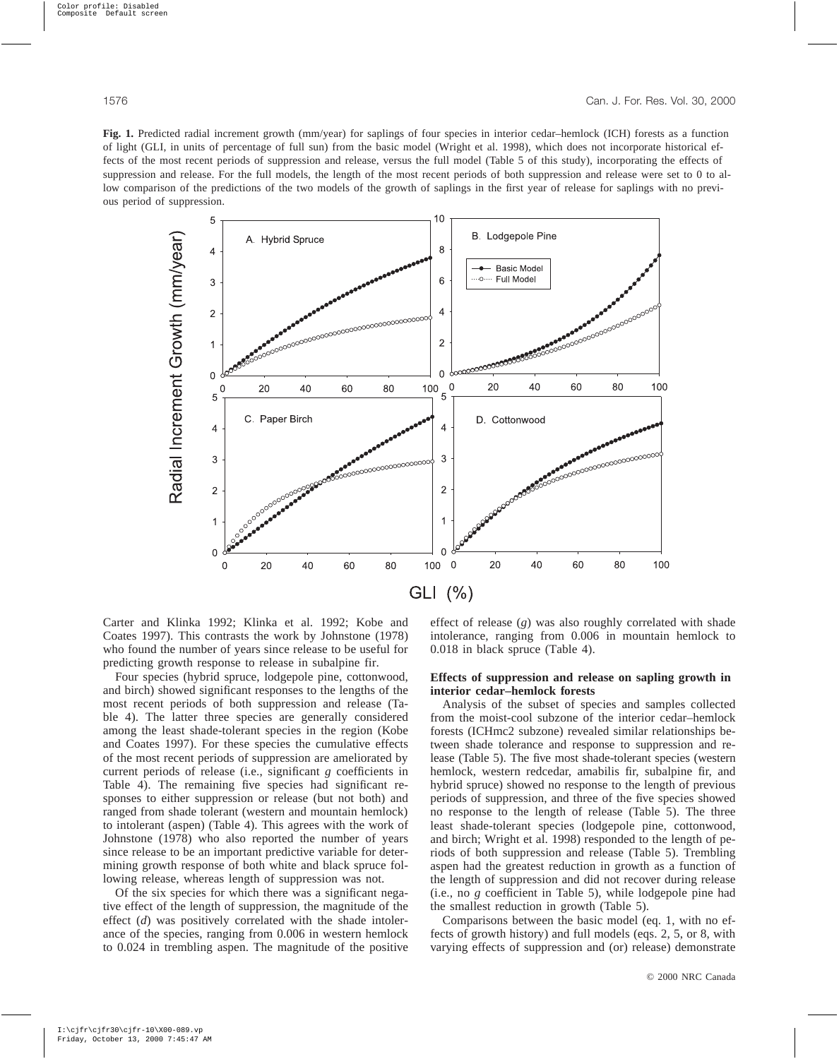**Fig. 1.** Predicted radial increment growth (mm/year) for saplings of four species in interior cedar–hemlock (ICH) forests as a function of light (GLI, in units of percentage of full sun) from the basic model (Wright et al. 1998), which does not incorporate historical effects of the most recent periods of suppression and release, versus the full model (Table 5 of this study), incorporating the effects of suppression and release. For the full models, the length of the most recent periods of both suppression and release were set to 0 to allow comparison of the predictions of the two models of the growth of saplings in the first year of release for saplings with no previous period of suppression.

Carter and Klinka 1992; Klinka et al. 1992; Kobe and Coates 1997). This contrasts the work by Johnstone (1978) who found the number of years since release to be useful for predicting growth response to release in subalpine fir.

Four species (hybrid spruce, lodgepole pine, cottonwood, and birch) showed significant responses to the lengths of the most recent periods of both suppression and release (Table 4). The latter three species are generally considered among the least shade-tolerant species in the region (Kobe and Coates 1997). For these species the cumulative effects of the most recent periods of suppression are ameliorated by current periods of release (i.e., significant *g* coefficients in Table 4). The remaining five species had significant responses to either suppression or release (but not both) and ranged from shade tolerant (western and mountain hemlock) to intolerant (aspen) (Table 4). This agrees with the work of Johnstone (1978) who also reported the number of years since release to be an important predictive variable for determining growth response of both white and black spruce following release, whereas length of suppression was not.

Of the six species for which there was a significant negative effect of the length of suppression, the magnitude of the effect (*d*) was positively correlated with the shade intolerance of the species, ranging from 0.006 in western hemlock to 0.024 in trembling aspen. The magnitude of the positive effect of release (*g*) was also roughly correlated with shade intolerance, ranging from 0.006 in mountain hemlock to 0.018 in black spruce (Table 4).

### Effects of suppression and release on sapling growth in interior cedar–hemlock forests

Analysis of the subset of species and samples collected from the moist-cool subzone of the interior cedar–hemlock forests (ICHmc2 subzone) revealed similar relationships between shade tolerance and response to suppression and release (Table 5). The five most shade-tolerant species (western hemlock, western redcedar, amabilis fir, subalpine fir, and hybrid spruce) showed no response to the length of previous periods of suppression, and three of the five species showed no response to the length of release (Table 5). The three least shade-tolerant species (lodgepole pine, cottonwood, and birch; Wright et al. 1998) responded to the length of periods of both suppression and release (Table 5). Trembling aspen had the greatest reduction in growth as a function of the length of suppression and did not recover during release (i.e., no *g* coefficient in Table 5), while lodgepole pine had the smallest reduction in growth (Table 5).

Comparisons between the basic model (eq. 1, with no effects of growth history) and full models (eqs. 2, 5, or 8, with varying effects of suppression and (or) release) demonstrate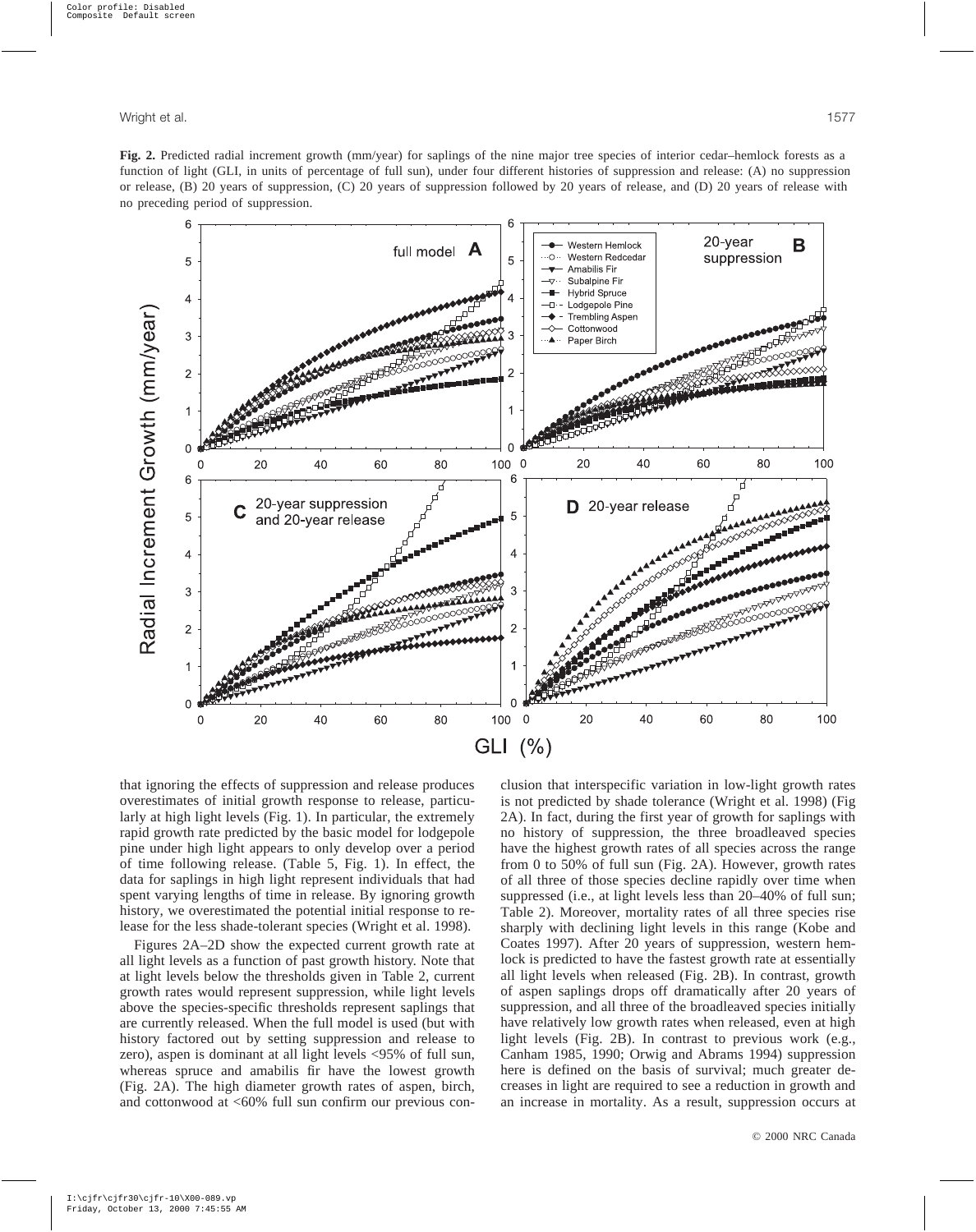**Fig. 2.** Predicted radial increment growth (mm/year) for saplings of the nine major tree species of interior cedar–hemlock forests as a function of light (GLI, in units of percentage of full sun), under four different histories of suppression and release: (A) no suppression or release, (B) 20 years of suppression, (C) 20 years of suppression followed by 20 years of release, and (D) 20 years of release with no preceding period of suppression.

that ignoring the effects of suppression and release produces overestimates of initial growth response to release, particularly at high light levels (Fig. 1). In particular, the extremely rapid growth rate predicted by the basic model for lodgepole pine under high light appears to only develop over a period of time following release. (Table 5, Fig. 1). In effect, the data for saplings in high light represent individuals that had spent varying lengths of time in release. By ignoring growth history, we overestimated the potential initial response to release for the less shade-tolerant species (Wright et al. 1998).

Figures 2A–2D show the expected current growth rate at all light levels as a function of past growth history. Note that at light levels below the thresholds given in Table 2, current growth rates would represent suppression, while light levels above the species-specific thresholds represent saplings that are currently released. When the full model is used (but with history factored out by setting suppression and release to zero), aspen is dominant at all light levels <95% of full sun, whereas spruce and amabilis fir have the lowest growth (Fig. 2A). The high diameter growth rates of aspen, birch, and cottonwood at <60% full sun confirm our previous conclusion that interspecific variation in low-light growth rates is not predicted by shade tolerance (Wright et al. 1998) (Fig 2A). In fact, during the first year of growth for saplings with no history of suppression, the three broadleaved species have the highest growth rates of all species across the range from 0 to 50% of full sun (Fig. 2A). However, growth rates of all three of those species decline rapidly over time when suppressed (i.e., at light levels less than 20–40% of full sun; Table 2). Moreover, mortality rates of all three species rise sharply with declining light levels in this range (Kobe and Coates 1997). After 20 years of suppression, western hemlock is predicted to have the fastest growth rate at essentially all light levels when released (Fig. 2B). In contrast, growth of aspen saplings drops off dramatically after 20 years of suppression, and all three of the broadleaved species initially have relatively low growth rates when released, even at high light levels (Fig. 2B). In contrast to previous work (e.g., Canham 1985, 1990; Orwig and Abrams 1994) suppression here is defined on the basis of survival; much greater decreases in light are required to see a reduction in growth and an increase in mortality. As a result, suppression occurs at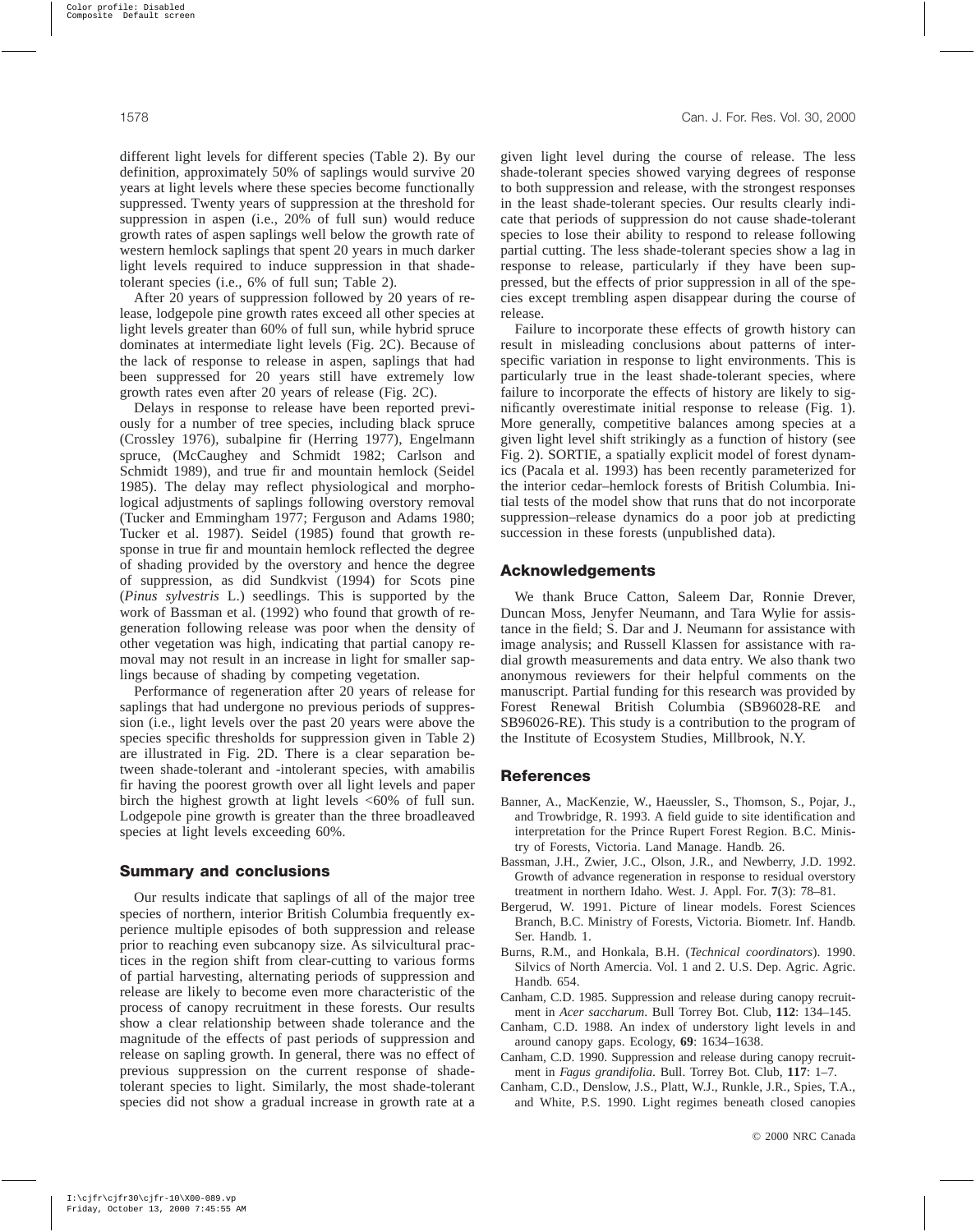different light levels for different species (Table 2). By our definition, approximately 50% of saplings would survive 20 years at light levels where these species become functionally suppressed. Twenty years of suppression at the threshold for suppression in aspen (i.e., 20% of full sun) would reduce growth rates of aspen saplings well below the growth rate of western hemlock saplings that spent 20 years in much darker light levels required to induce suppression in that shade-tolerant species (i.e., 6% of full sun; Table 2).

After 20 years of suppression followed by 20 years of release, lodgepole pine growth rates exceed all other species at light levels greater than 60% of full sun, while hybrid spruce dominates at intermediate light levels (Fig. 2C). Because of the lack of response to release in aspen, saplings that had been suppressed for 20 years still have extremely low growth rates even after 20 years of release (Fig. 2C).

Delays in response to release have been reported previously for a number of tree species, including black spruce (Crossley 1976), subalpine fir (Herring 1977), Engelmann spruce, (McCaughey and Schmidt 1982; Carlson and Schmidt 1989), and true fir and mountain hemlock (Seidel 1985). The delay may reflect physiological and morphological adjustments of saplings following overstory removal (Tucker and Emmingham 1977; Ferguson and Adams 1980; Tucker et al. 1987). Seidel (1985) found that growth response in true fir and mountain hemlock reflected the degree of shading provided by the overstory and hence the degree of suppression, as did Sundkvist (1994) for Scots pine (*Pinus sylvestris* L.) seedlings. This is supported by the work of Bassman et al. (1992) who found that growth of regeneration following release was poor when the density of other vegetation was high, indicating that partial canopy removal may not result in an increase in light for smaller saplings because of shading by competing vegetation.

Performance of regeneration after 20 years of release for saplings that had undergone no previous periods of suppression (i.e., light levels over the past 20 years were above the species specific thresholds for suppression given in Table 2) are illustrated in Fig. 2D. There is a clear separation between shade-tolerant and -intolerant species, with amabilis fir having the poorest growth over all light levels and paper birch the highest growth at light levels <60% of full sun. Lodgepole pine growth is greater than the three broadleaved species at light levels exceeding 60%.

## Summary and conclusions

Our results indicate that saplings of all of the major tree species of northern, interior British Columbia frequently experience multiple episodes of both suppression and release prior to reaching even subcanopy size. As silvicultural practices in the region shift from clear-cutting to various forms of partial harvesting, alternating periods of suppression and release are likely to become even more characteristic of the process of canopy recruitment in these forests. Our results show a clear relationship between shade tolerance and the magnitude of the effects of past periods of suppression and release on sapling growth. In general, there was no effect of previous suppression on the current response of shade-tolerant species to light. Similarly, the most shade-tolerant species did not show a gradual increase in growth rate at a given light level during the course of release. The less shade-tolerant species showed varying degrees of response to both suppression and release, with the strongest responses in the least shade-tolerant species. Our results clearly indicate that periods of suppression do not cause shade-tolerant species to lose their ability to respond to release following partial cutting. The less shade-tolerant species show a lag in response to release, particularly if they have been suppressed, but the effects of prior suppression in all of the species except trembling aspen disappear during the course of release.

Failure to incorporate these effects of growth history can result in misleading conclusions about patterns of interspecific variation in response to light environments. This is particularly true in the least shade-tolerant species, where failure to incorporate the effects of history are likely to significantly overestimate initial response to release (Fig. 1). More generally, competitive balances among species at a given light level shift strikingly as a function of history (see Fig. 2). SORTIE, a spatially explicit model of forest dynamics (Pacala et al. 1993) has been recently parameterized for the interior cedar–hemlock forests of British Columbia. Initial tests of the model show that runs that do not incorporate suppression–release dynamics do a poor job at predicting succession in these forests (unpublished data).

## Acknowledgements

We thank Bruce Catton, Saleem Dar, Ronnie Drever, Duncan Moss, Jenyfer Neumann, and Tara Wylie for assistance in the field; S. Dar and J. Neumann for assistance with image analysis; and Russell Klassen for assistance with radial growth measurements and data entry. We also thank two anonymous reviewers for their helpful comments on the manuscript. Partial funding for this research was provided by Forest Renewal British Columbia (SB96028-RE and SB96026-RE). This study is a contribution to the program of the Institute of Ecosystem Studies, Millbrook, N.Y.

## References

Banner, A., MacKenzie, W., Haeussler, S., Thomson, S., Pojar, J., and Trowbridge, R. 1993. A field guide to site identification and interpretation for the Prince Rupert Forest Region. B.C. Ministry of Forests, Victoria. Land Manage. Handb. 26.

Bassman, J.H., Zwier, J.C., Olson, J.R., and Newberry, J.D. 1992. Growth of advance regeneration in response to residual overstory treatment in northern Idaho. West. J. Appl. For. **7**(3): 78–81.

Bergerud, W. 1991. Picture of linear models. Forest Sciences Branch, B.C. Ministry of Forests, Victoria. Biometr. Inf. Handb. Ser. Handb. 1.

Burns, R.M., and Honkala, B.H. (*Technical coordinators*). 1990. Silvics of North Amercia. Vol. 1 and 2. U.S. Dep. Agric. Agric. Handb. 654.

Canham, C.D. 1985. Suppression and release during canopy recruitment in *Acer saccharum*. Bull Torrey Bot. Club, **112**: 134–145.

Canham, C.D. 1988. An index of understory light levels in and around canopy gaps. Ecology, **69**: 1634–1638.

Canham, C.D. 1990. Suppression and release during canopy recruitment in *Fagus grandifolia*. Bull. Torrey Bot. Club, **117**: 1–7.

Canham, C.D., Denslow, J.S., Platt, W.J., Runkle, J.R., Spies, T.A., and White, P.S. 1990. Light regimes beneath closed canopies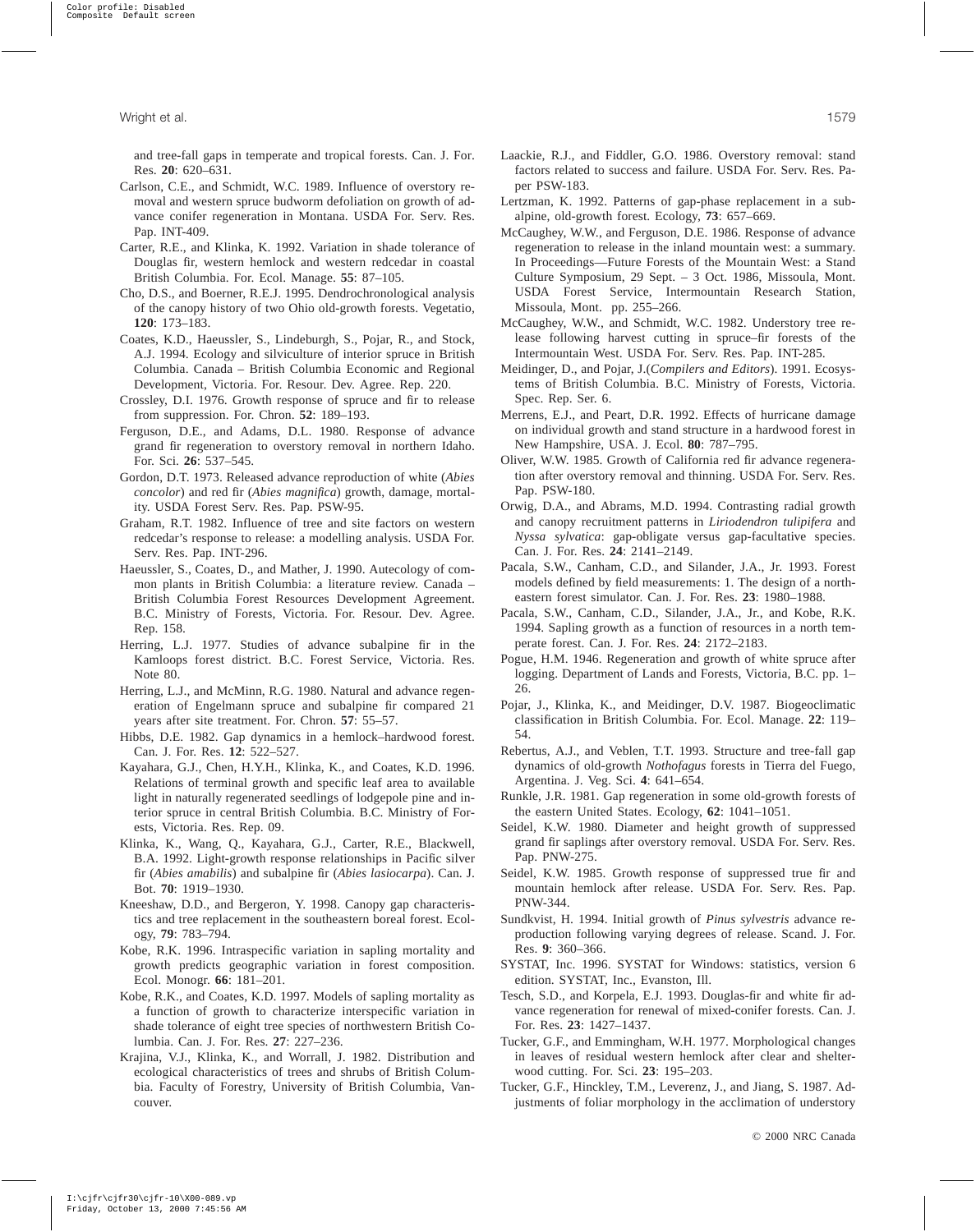and tree-fall gaps in temperate and tropical forests. Can. J. For. Res. **20**: 620–631.

Carlson, C.E., and Schmidt, W.C. 1989. Influence of overstory removal and western spruce budworm defoliation on growth of advance conifer regeneration in Montana. USDA For. Serv. Res. Pap. INT-409.

Carter, R.E., and Klinka, K. 1992. Variation in shade tolerance of Douglas fir, western hemlock and western redcedar in coastal British Columbia. For. Ecol. Manage. **55**: 87–105.

Cho, D.S., and Boerner, R.E.J. 1995. Dendrochronological analysis of the canopy history of two Ohio old-growth forests. Vegetatio, **120**: 173–183.

Coates, K.D., Haeussler, S., Lindeburgh, S., Pojar, R., and Stock, A.J. 1994. Ecology and silviculture of interior spruce in British Columbia. Canada – British Columbia Economic and Regional Development, Victoria. For. Resour. Dev. Agree. Rep. 220.

Crossley, D.I. 1976. Growth response of spruce and fir to release from suppression. For. Chron. **52**: 189–193.

Ferguson, D.E., and Adams, D.L. 1980. Response of advance grand fir regeneration to overstory removal in northern Idaho. For. Sci. **26**: 537–545.

Gordon, D.T. 1973. Released advance reproduction of white (*Abies concolor*) and red fir (*Abies magnifica*) growth, damage, mortality. USDA Forest Serv. Res. Pap. PSW-95.

Graham, R.T. 1982. Influence of tree and site factors on western redcedar's response to release: a modelling analysis. USDA For. Serv. Res. Pap. INT-296.

Haeussler, S., Coates, D., and Mather, J. 1990. Autecology of common plants in British Columbia: a literature review. Canada – British Columbia Forest Resources Development Agreement. B.C. Ministry of Forests, Victoria. For. Resour. Dev. Agree. Rep. 158.

Herring, L.J. 1977. Studies of advance subalpine fir in the Kamloops forest district. B.C. Forest Service, Victoria. Res. Note 80.

Herring, L.J., and McMinn, R.G. 1980. Natural and advance regeneration of Engelmann spruce and subalpine fir compared 21 years after site treatment. For. Chron. **57**: 55–57.

Hibbs, D.E. 1982. Gap dynamics in a hemlock–hardwood forest. Can. J. For. Res. **12**: 522–527.

Kayahara, G.J., Chen, H.Y.H., Klinka, K., and Coates, K.D. 1996. Relations of terminal growth and specific leaf area to available light in naturally regenerated seedlings of lodgepole pine and interior spruce in central British Columbia. B.C. Ministry of Forests, Victoria. Res. Rep. 09.

Klinka, K., Wang, Q., Kayahara, G.J., Carter, R.E., Blackwell, B.A. 1992. Light-growth response relationships in Pacific silver fir (*Abies amabilis*) and subalpine fir (*Abies lasiocarpa*). Can. J. Bot. **70**: 1919–1930.

Kneeshaw, D.D., and Bergeron, Y. 1998. Canopy gap characteristics and tree replacement in the southeastern boreal forest. Ecology, **79**: 783–794.

Kobe, R.K. 1996. Intraspecific variation in sapling mortality and growth predicts geographic variation in forest composition. Ecol. Monogr. **66**: 181–201.

Kobe, R.K., and Coates, K.D. 1997. Models of sapling mortality as a function of growth to characterize interspecific variation in shade tolerance of eight tree species of northwestern British Columbia. Can. J. For. Res. **27**: 227–236.

Krajina, V.J., Klinka, K., and Worrall, J. 1982. Distribution and ecological characteristics of trees and shrubs of British Columbia. Faculty of Forestry, University of British Columbia, Vancouver.

Laackie, R.J., and Fiddler, G.O. 1986. Overstory removal: stand factors related to success and failure. USDA For. Serv. Res. Paper PSW-183.

Lertzman, K. 1992. Patterns of gap-phase replacement in a subalpine, old-growth forest. Ecology, **73**: 657–669.

McCaughey, W.W., and Ferguson, D.E. 1986. Response of advance regeneration to release in the inland mountain west: a summary. In Proceedings—Future Forests of the Mountain West: a Stand Culture Symposium, 29 Sept. – 3 Oct. 1986, Missoula, Mont. USDA Forest Service, Intermountain Research Station, Missoula, Mont. pp. 255–266.

McCaughey, W.W., and Schmidt, W.C. 1982. Understory tree release following harvest cutting in spruce–fir forests of the Intermountain West. USDA For. Serv. Res. Pap. INT-285.

Meidinger, D., and Pojar, J.(*Compilers and Editors*). 1991. Ecosystems of British Columbia. B.C. Ministry of Forests, Victoria. Spec. Rep. Ser. 6.

Merrens, E.J., and Peart, D.R. 1992. Effects of hurricane damage on individual growth and stand structure in a hardwood forest in New Hampshire, USA. J. Ecol. **80**: 787–795.

Oliver, W.W. 1985. Growth of California red fir advance regeneration after overstory removal and thinning. USDA For. Serv. Res. Pap. PSW-180.

Orwig, D.A., and Abrams, M.D. 1994. Contrasting radial growth and canopy recruitment patterns in *Liriodendron tulipifera* and *Nyssa sylvatica*: gap-obligate versus gap-facultative species. Can. J. For. Res. **24**: 2141–2149.

Pacala, S.W., Canham, C.D., and Silander, J.A., Jr. 1993. Forest models defined by field measurements: 1. The design of a northeastern forest simulator. Can. J. For. Res. **23**: 1980–1988.

Pacala, S.W., Canham, C.D., Silander, J.A., Jr., and Kobe, R.K. 1994. Sapling growth as a function of resources in a north temperate forest. Can. J. For. Res. **24**: 2172–2183.

Pogue, H.M. 1946. Regeneration and growth of white spruce after logging. Department of Lands and Forests, Victoria, B.C. pp. 1–26.

Pojar, J., Klinka, K., and Meidinger, D.V. 1987. Biogeoclimatic classification in British Columbia. For. Ecol. Manage. **22**: 119–54.

Rebertus, A.J., and Veblen, T.T. 1993. Structure and tree-fall gap dynamics of old-growth *Nothofagus* forests in Tierra del Fuego, Argentina. J. Veg. Sci. **4**: 641–654.

Runkle, J.R. 1981. Gap regeneration in some old-growth forests of the eastern United States. Ecology, **62**: 1041–1051.

Seidel, K.W. 1980. Diameter and height growth of suppressed grand fir saplings after overstory removal. USDA For. Serv. Res. Pap. PNW-275.

Seidel, K.W. 1985. Growth response of suppressed true fir and mountain hemlock after release. USDA For. Serv. Res. Pap. PNW-344.

Sundkvist, H. 1994. Initial growth of *Pinus sylvestris* advance reproduction following varying degrees of release. Scand. J. For. Res. **9**: 360–366.

SYSTAT, Inc. 1996. SYSTAT for Windows: statistics, version 6 edition. SYSTAT, Inc., Evanston, Ill.

Tesch, S.D., and Korpela, E.J. 1993. Douglas-fir and white fir advance regeneration for renewal of mixed-conifer forests. Can. J. For. Res. **23**: 1427–1437.

Tucker, G.F., and Emmingham, W.H. 1977. Morphological changes in leaves of residual western hemlock after clear and shelterwood cutting. For. Sci. **23**: 195–203.

Tucker, G.F., Hinckley, T.M., Leverenz, J., and Jiang, S. 1987. Adjustments of foliar morphology in the acclimation of understory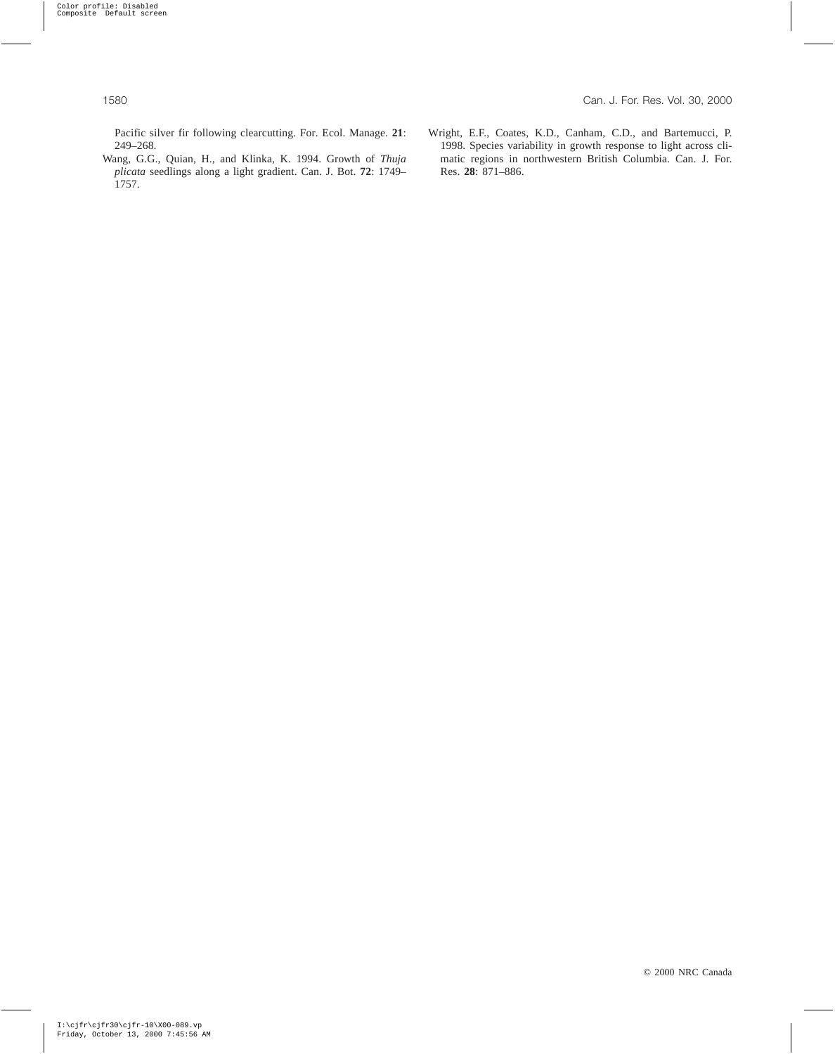Pacific silver fir following clearcutting. For. Ecol. Manage. **21**: 249–268.

Wang, G.G., Quian, H., and Klinka, K. 1994. Growth of *Thuja plicata* seedlings along a light gradient. Can. J. Bot. **72**: 1749–1757.

Wright, E.F., Coates, K.D., Canham, C.D., and Bartemucci, P. 1998. Species variability in growth response to light across climatic regions in northwestern British Columbia. Can. J. For. Res. **28**: 871–886.